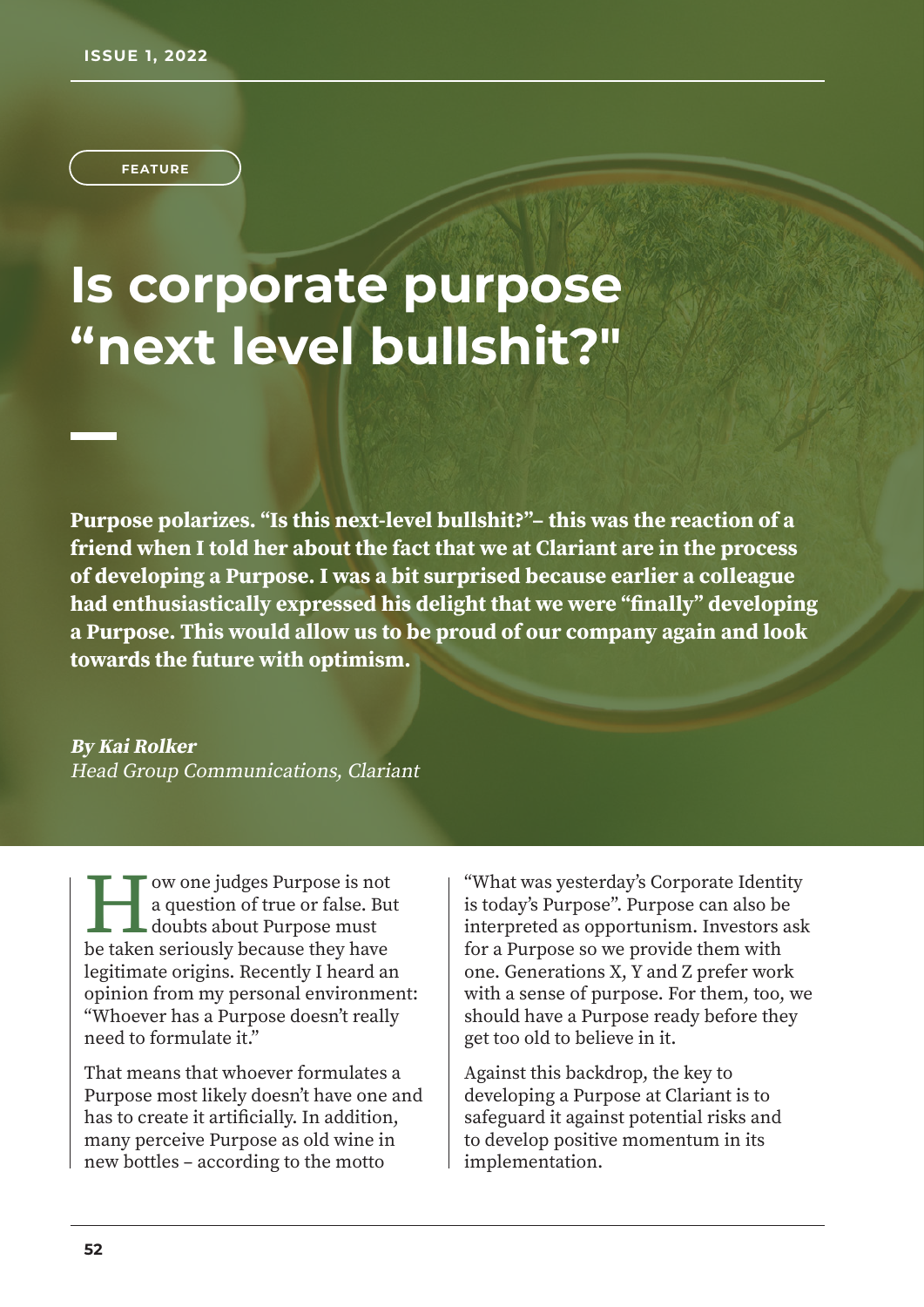FEATURE

# Is corporate purpose “next level bullshit?"

**Purpose polarizes. “Is this next-level bullshit?”– this was the reaction of a friend when I told her about the fact that we at Clariant are in the process of developing a Purpose. I was a bit surprised because earlier a colleague had enthusiastically expressed his delight that we were “finally” developing a Purpose. This would allow us to be proud of our company again and look towards the future with optimism.**

***By Kai Rolker***
*Head Group Communications, Clariant*

How one judges Purpose is not a question of true or false. But doubts about Purpose must be taken seriously because they have legitimate origins. Recently I heard an opinion from my personal environment: “Whoever has a Purpose doesn’t really need to formulate it.”

That means that whoever formulates a Purpose most likely doesn’t have one and has to create it artificially. In addition, many perceive Purpose as old wine in new bottles – according to the motto “What was yesterday’s Corporate Identity is today’s Purpose”. Purpose can also be interpreted as opportunism. Investors ask for a Purpose so we provide them with one. Generations X, Y and Z prefer work with a sense of purpose. For them, too, we should have a Purpose ready before they get too old to believe in it.

Against this backdrop, the key to developing a Purpose at Clariant is to safeguard it against potential risks and to develop positive momentum in its implementation.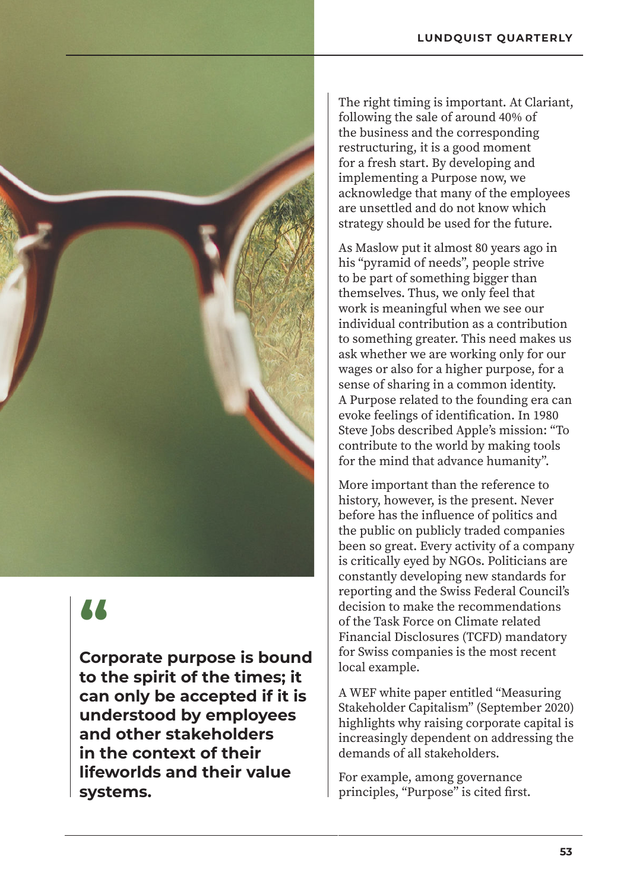> **Corporate purpose is bound to the spirit of the times; it can only be accepted if it is understood by employees and other stakeholders in the context of their lifeworlds and their value systems.**

The right timing is important. At Clariant, following the sale of around 40% of the business and the corresponding restructuring, it is a good moment for a fresh start. By developing and implementing a Purpose now, we acknowledge that many of the employees are unsettled and do not know which strategy should be used for the future.

As Maslow put it almost 80 years ago in his "pyramid of needs", people strive to be part of something bigger than themselves. Thus, we only feel that work is meaningful when we see our individual contribution as a contribution to something greater. This need makes us ask whether we are working only for our wages or also for a higher purpose, for a sense of sharing in a common identity. A Purpose related to the founding era can evoke feelings of identification. In 1980 Steve Jobs described Apple's mission: "To contribute to the world by making tools for the mind that advance humanity".

More important than the reference to history, however, is the present. Never before has the influence of politics and the public on publicly traded companies been so great. Every activity of a company is critically eyed by NGOs. Politicians are constantly developing new standards for reporting and the Swiss Federal Council's decision to make the recommendations of the Task Force on Climate related Financial Disclosures (TCFD) mandatory for Swiss companies is the most recent local example.

A WEF white paper entitled "Measuring Stakeholder Capitalism" (September 2020) highlights why raising corporate capital is increasingly dependent on addressing the demands of all stakeholders.

For example, among governance principles, "Purpose" is cited first.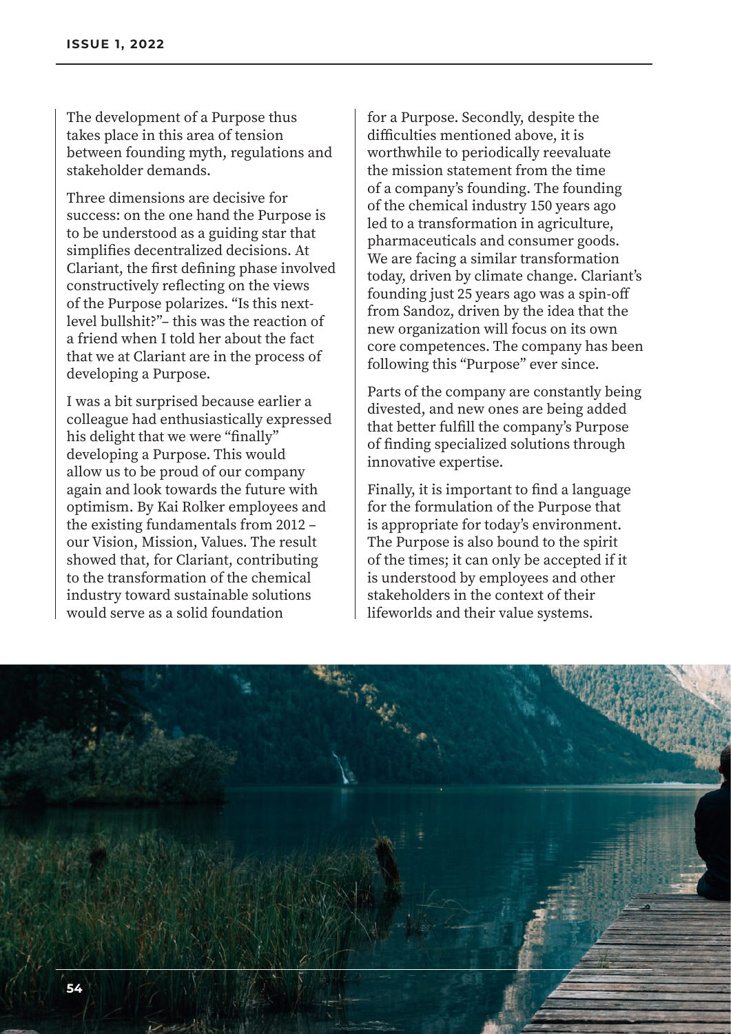The development of a Purpose thus takes place in this area of tension between founding myth, regulations and stakeholder demands.

Three dimensions are decisive for success: on the one hand the Purpose is to be understood as a guiding star that simplifies decentralized decisions. At Clariant, the first defining phase involved constructively reflecting on the views of the Purpose polarizes. "Is this next-level bullshit?"– this was the reaction of a friend when I told her about the fact that we at Clariant are in the process of developing a Purpose.

I was a bit surprised because earlier a colleague had enthusiastically expressed his delight that we were "finally" developing a Purpose. This would allow us to be proud of our company again and look towards the future with optimism. By Kai Rolker employees and the existing fundamentals from 2012 – our Vision, Mission, Values. The result showed that, for Clariant, contributing to the transformation of the chemical industry toward sustainable solutions would serve as a solid foundation for a Purpose. Secondly, despite the difficulties mentioned above, it is worthwhile to periodically reevaluate the mission statement from the time of a company's founding. The founding of the chemical industry 150 years ago led to a transformation in agriculture, pharmaceuticals and consumer goods. We are facing a similar transformation today, driven by climate change. Clariant's founding just 25 years ago was a spin-off from Sandoz, driven by the idea that the new organization will focus on its own core competences. The company has been following this "Purpose" ever since.

Parts of the company are constantly being divested, and new ones are being added that better fulfill the company's Purpose of finding specialized solutions through innovative expertise.

Finally, it is important to find a language for the formulation of the Purpose that is appropriate for today's environment. The Purpose is also bound to the spirit of the times; it can only be accepted if it is understood by employees and other stakeholders in the context of their lifeworlds and their value systems.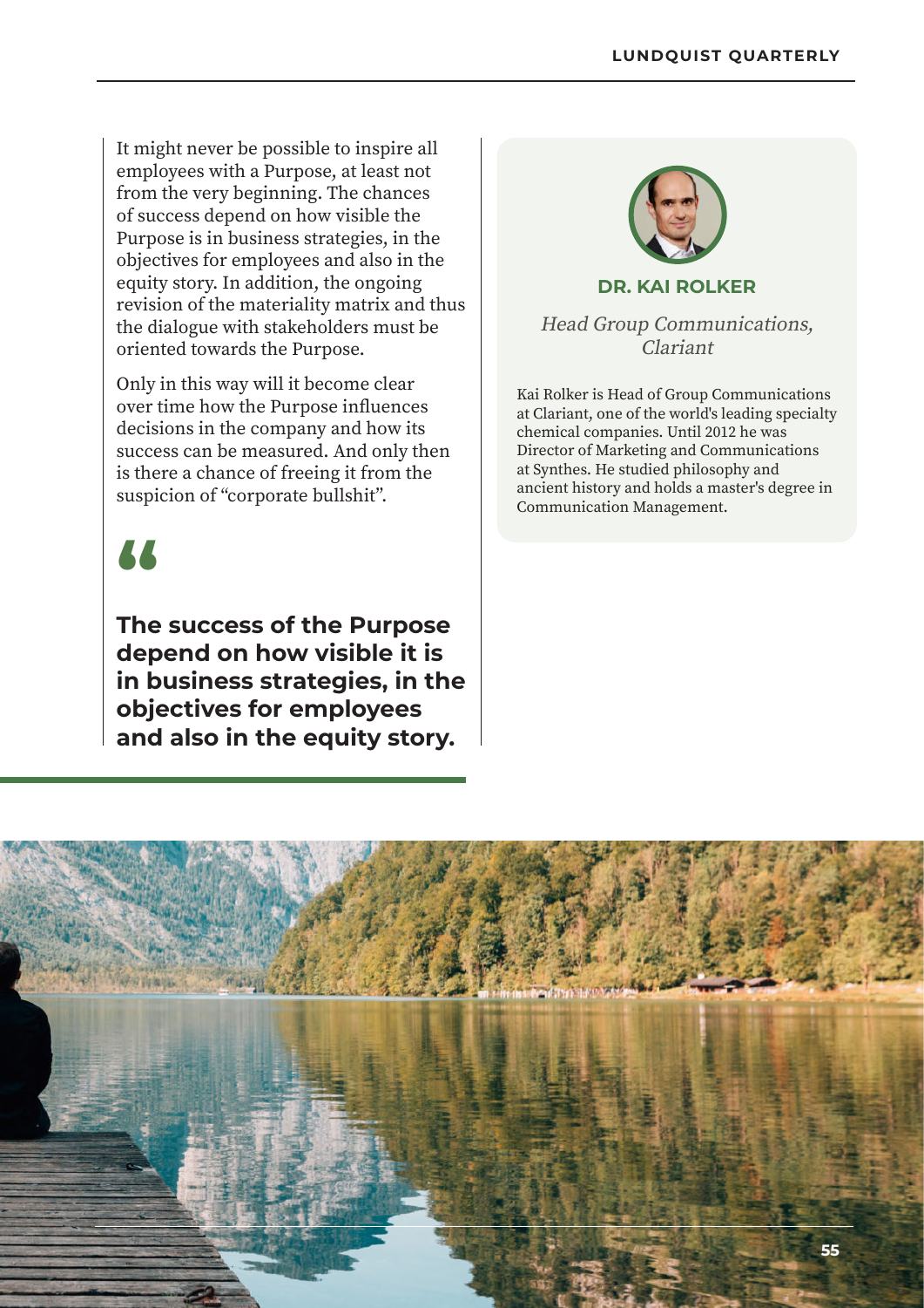It might never be possible to inspire all employees with a Purpose, at least not from the very beginning. The chances of success depend on how visible the Purpose is in business strategies, in the objectives for employees and also in the equity story. In addition, the ongoing revision of the materiality matrix and thus the dialogue with stakeholders must be oriented towards the Purpose.

Only in this way will it become clear over time how the Purpose influences decisions in the company and how its success can be measured. And only then is there a chance of freeing it from the suspicion of "corporate bullshit".

> **The success of the Purpose depend on how visible it is in business strategies, in the objectives for employees and also in the equity story.**

**DR. KAI ROLKER**

*Head Group Communications, Clariant*

Kai Rolker is Head of Group Communications at Clariant, one of the world's leading specialty chemical companies. Until 2012 he was Director of Marketing and Communications at Synthes. He studied philosophy and ancient history and holds a master's degree in Communication Management.